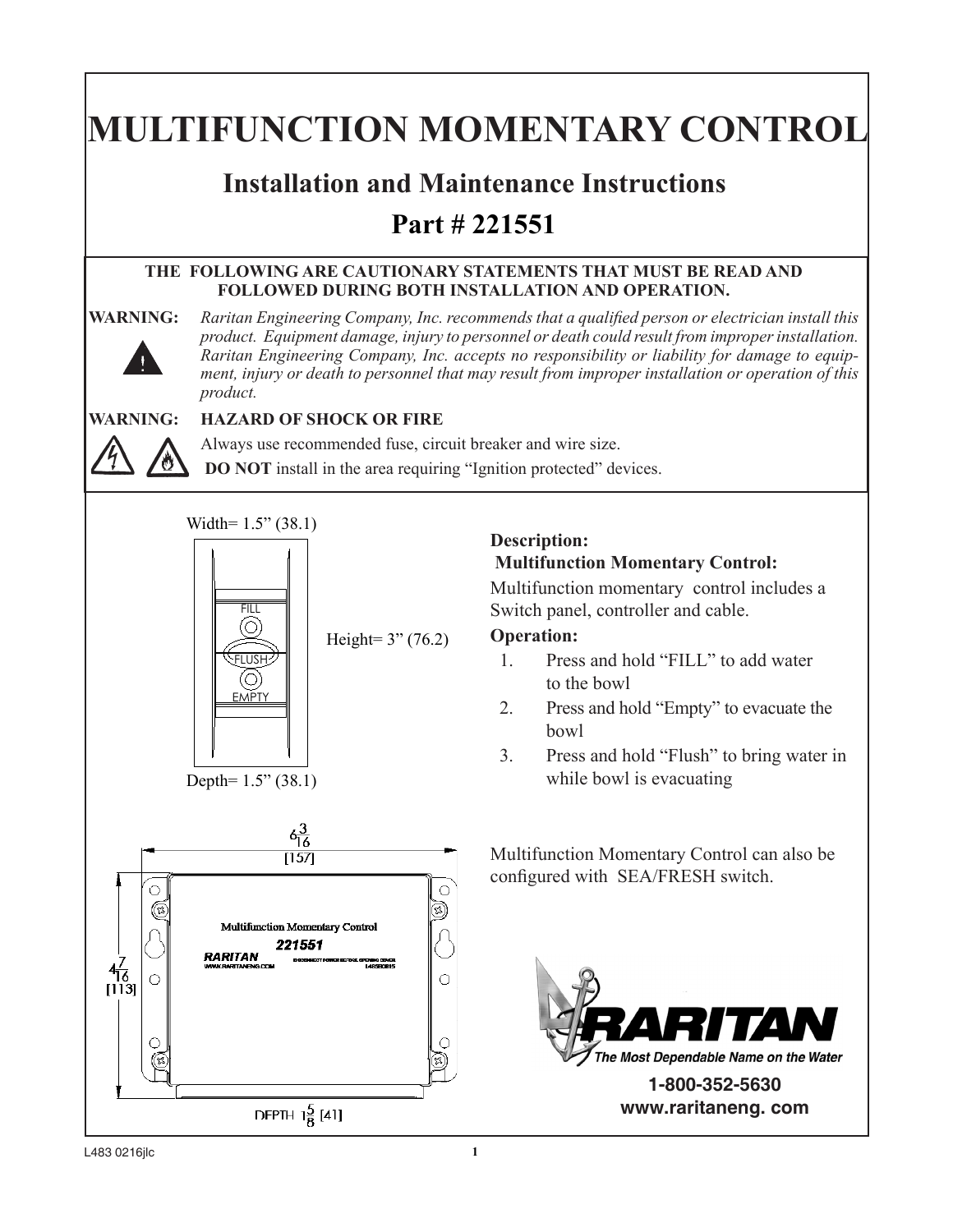# MULTIFUNCTION MOMENTARY CONTROL

## Installation and Maintenance Instructions

## Part # 221551

**THE FOLLOWING ARE CAUTIONARY STATEMENTS THAT MUST BE READ AND FOLLOWED DURING BOTH INSTALLATION AND OPERATION.**

**WARNING:** *Raritan Engineering Company, Inc. recommends that a qualified person or electrician install this product. Equipment damage, injury to personnel or death could result from improper installation. Raritan Engineering Company, Inc. accepts no responsibility or liability for damage to equipment, injury or death to personnel that may result from improper installation or operation of this product.*

**WARNING: HAZARD OF SHOCK OR FIRE**

Always use recommended fuse, circuit breaker and wire size.

**DO NOT** install in the area requiring "Ignition protected" devices.

Width= 1.5" (38.1)

FILL

FLUSH

EMPTY

Height= 3" (76.2)

Depth= 1.5" (38.1)

**Description:**

**Multifunction Momentary Control:**

Multifunction momentary control includes a Switch panel, controller and cable.

**Operation:**

1. Press and hold "FILL" to add water to the bowl
2. Press and hold "Empty" to evacuate the bowl
3. Press and hold "Flush" to bring water in while bowl is evacuating

$6\frac{3}{16}$ [157]

$4\frac{7}{16}$ [113]

DEPTH $1\frac{5}{8}$ [41]

Multifunction Momentary Control

221551

RARITAN

WWW.RARITANENG.COM

Multifunction Momentary Control can also be configured with SEA/FRESH switch.

RARITAN

The Most Dependable Name on the Water

**1-800-352-5630**

**www.raritaneng. com**

L483 0216jlc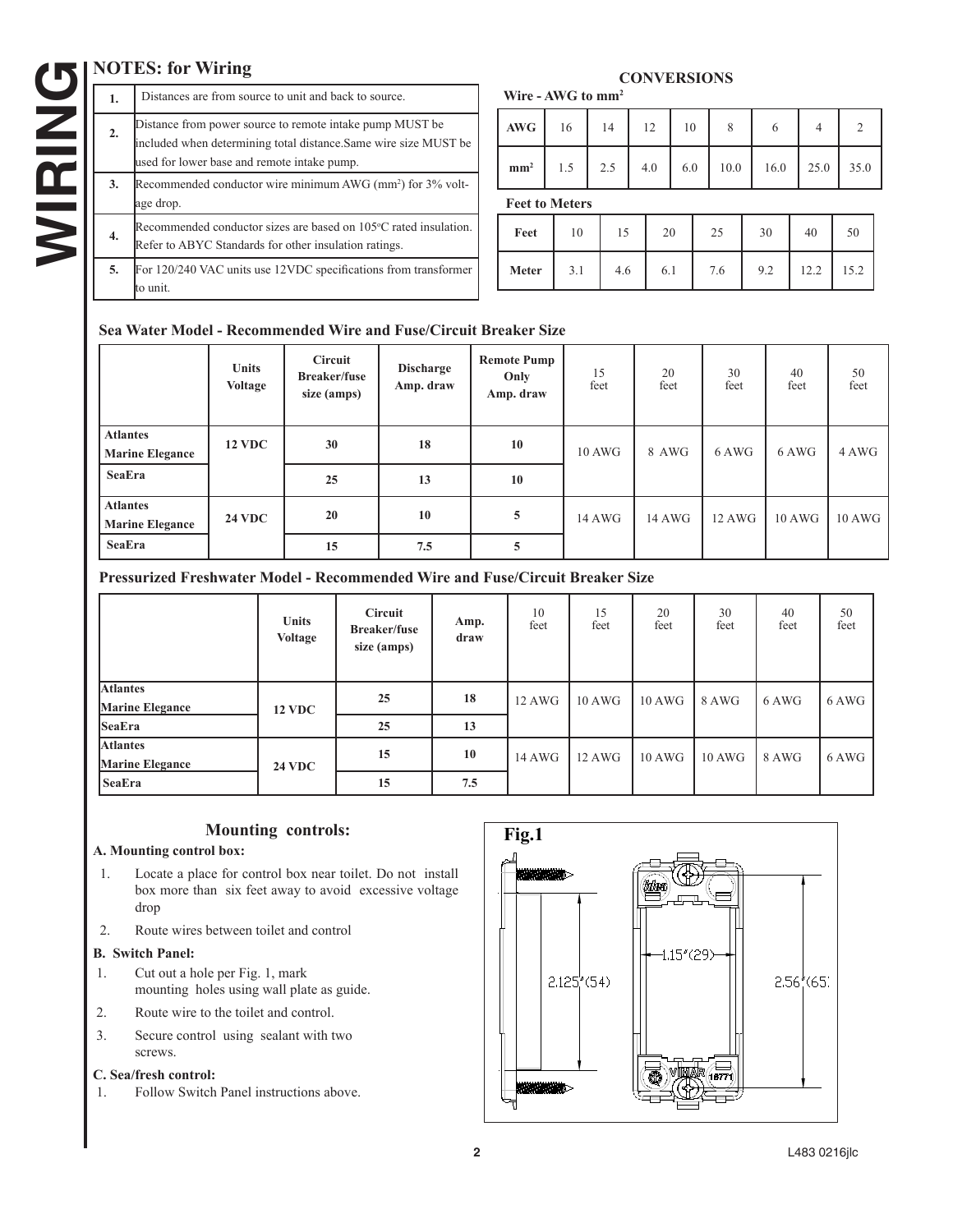# WIRING

## NOTES: for Wiring

| | |
|---|---|
| 1. | Distances are from source to unit and back to source. |
| 2. | Distance from power source to remote intake pump MUST be included when determining total distance.Same wire size MUST be used for lower base and remote intake pump. |
| 3. | Recommended conductor wire minimum AWG ($mm^2$) for 3% voltage drop. |
| 4. | Recommended conductor sizes are based on 105°C rated insulation. Refer to ABYC Standards for other insulation ratings. |
| 5. | For 120/240 VAC units use 12VDC specifications from transformer to unit. |

## CONVERSIONS

**Wire - AWG to $mm^2$**

| AWG | 16 | 14 | 12 | 10 | 8 | 6 | 4 | 2 |
|---|---|---|---|---|---|---|---|---|
| $mm^2$ | 1.5 | 2.5 | 4.0 | 6.0 | 10.0 | 16.0 | 25.0 | 35.0 |

**Feet to Meters**

| Feet | 10 | 15 | 20 | 25 | 30 | 40 | 50 |
|---|---|---|---|---|---|---|---|
| Meter | 3.1 | 4.6 | 6.1 | 7.6 | 9.2 | 12.2 | 15.2 |

### Sea Water Model - Recommended Wire and Fuse/Circuit Breaker Size

| | Units Voltage | Circuit Breaker/fuse size (amps) | Discharge Amp. draw | Remote Pump Only Amp. draw | 15 feet | 20 feet | 30 feet | 40 feet | 50 feet |
|---|---|---|---|---|---|---|---|---|---|
| **Atlantes Marine Elegance** | **12 VDC** | **30** | **18** | **10** | 10 AWG | 8 AWG | 6 AWG | 6 AWG | 4 AWG |
| **SeaEra** | | **25** | **13** | **10** | | | | | |
| **Atlantes Marine Elegance** | **24 VDC** | **20** | **10** | **5** | 14 AWG | 14 AWG | 12 AWG | 10 AWG | 10 AWG |
| **SeaEra** | | **15** | **7.5** | **5** | | | | | |

### Pressurized Freshwater Model - Recommended Wire and Fuse/Circuit Breaker Size

| | Units Voltage | Circuit Breaker/fuse size (amps) | Amp. draw | 10 feet | 15 feet | 20 feet | 30 feet | 40 feet | 50 feet |
|---|---|---|---|---|---|---|---|---|---|
| **Atlantes Marine Elegance** | **12 VDC** | **25** | **18** | 12 AWG | 10 AWG | 10 AWG | 8 AWG | 6 AWG | 6 AWG |
| **SeaEra** | | **25** | **13** | | | | | | |
| **Atlantes Marine Elegance** | **24 VDC** | **15** | **10** | 14 AWG | 12 AWG | 10 AWG | 10 AWG | 8 AWG | 6 AWG |
| **SeaEra** | | **15** | **7.5** | | | | | | |

## Mounting controls:

**A. Mounting control box:**

1. Locate a place for control box near toilet. Do not install box more than six feet away to avoid excessive voltage drop
2. Route wires between toilet and control

**B. Switch Panel:**

1. Cut out a hole per Fig. 1, mark mounting holes using wall plate as guide.
2. Route wire to the toilet and control.
3. Secure control using sealant with two screws.

**C. Sea/fresh control:**

1. Follow Switch Panel instructions above.

**Fig.1**

2.125"(54) 1.15"(29) 2.56"(65)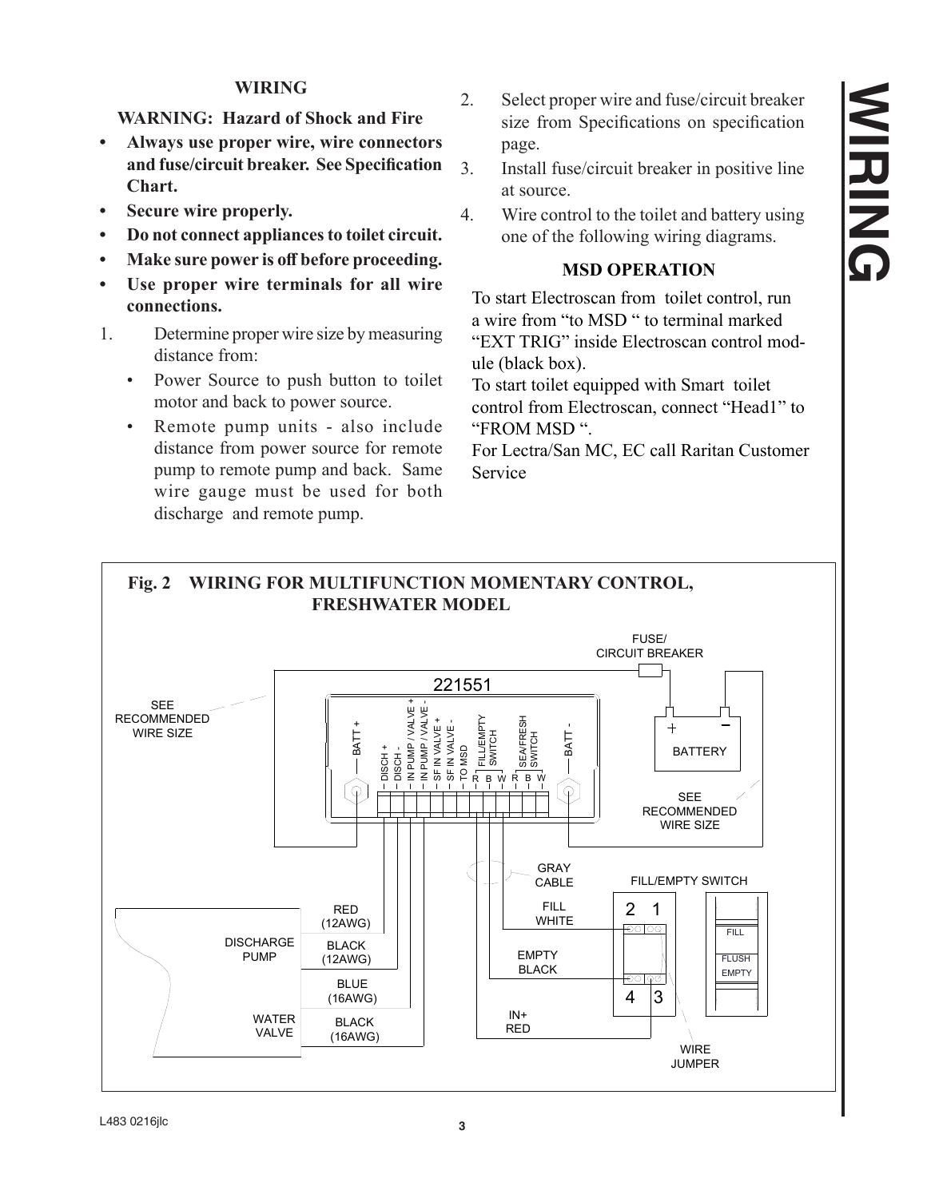## WIRING

**WARNING: Hazard of Shock and Fire**

- **Always use proper wire, wire connectors and fuse/circuit breaker. See Specification Chart.**
- **Secure wire properly.**
- **Do not connect appliances to toilet circuit.**
- **Make sure power is off before proceeding.**
- **Use proper wire terminals for all wire connections.**

1. Determine proper wire size by measuring distance from:
   - Power Source to push button to toilet motor and back to power source.
   - Remote pump units - also include distance from power source for remote pump to remote pump and back. Same wire gauge must be used for both discharge and remote pump.
2. Select proper wire and fuse/circuit breaker size from Specifications on specification page.
3. Install fuse/circuit breaker in positive line at source.
4. Wire control to the toilet and battery using one of the following wiring diagrams.

### MSD OPERATION

To start Electroscan from toilet control, run a wire from "to MSD " to terminal marked "EXT TRIG" inside Electroscan control module (black box).
To start toilet equipped with Smart toilet control from Electroscan, connect "Head1" to "FROM MSD ".
For Lectra/San MC, EC call Raritan Customer Service

**Fig. 2 WIRING FOR MULTIFUNCTION MOMENTARY CONTROL, FRESHWATER MODEL**

221551

BATT + | DISCH + | DISCH - | IN PUMP / VALVE + | IN PUMP / VALVE - | SF IN VALVE + | SF IN VALVE - | TO MSD | FILL/EMPTY SWITCH R B W | SEA/FRESH SWITCH R B W | BATT -

FUSE/ CIRCUIT BREAKER

BATTERY

SEE RECOMMENDED WIRE SIZE

SEE RECOMMENDED WIRE SIZE

GRAY CABLE

FILL/EMPTY SWITCH

FILL WHITE

EMPTY BLACK

IN+ RED

WIRE JUMPER

2 1

4 3

FILL

FLUSH

EMPTY

DISCHARGE PUMP

RED (12AWG)

BLACK (12AWG)

BLUE (16AWG)

WATER VALVE

BLACK (16AWG)

L483 0216jlc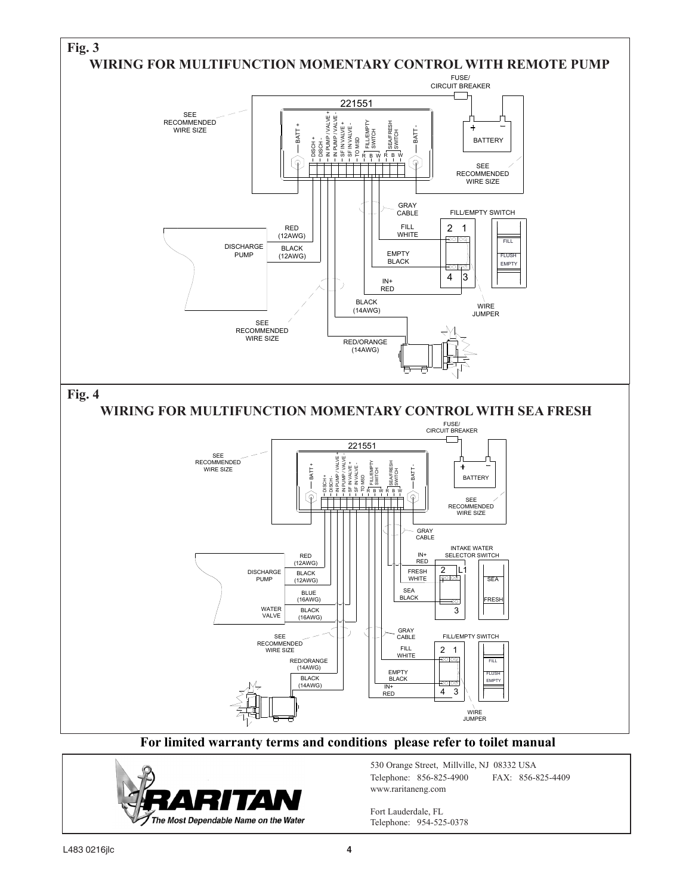## Fig. 3

### WIRING FOR MULTIFUNCTION MOMENTARY CONTROL WITH REMOTE PUMP

221551

BATT +
DISCH +
DISCH -
IN PUMP / VALVE +
IN PUMP / VALVE -
SF IN VALVE +
SF IN VALVE -
TO MSD
FILL/EMPTY SWITCH
SEA/FRESH SWITCH
R B W R B W
BATT -

FUSE/ CIRCUIT BREAKER

BATTERY

SEE RECOMMENDED WIRE SIZE

GRAY CABLE

FILL/EMPTY SWITCH

DISCHARGE PUMP

RED (12AWG)

BLACK (12AWG)

FILL WHITE

EMPTY BLACK

IN+ RED

2 1

4 3

FILL

FLUSH

EMPTY

WIRE JUMPER

BLACK (14AWG)

RED/ORANGE (14AWG)

## Fig. 4

### WIRING FOR MULTIFUNCTION MOMENTARY CONTROL WITH SEA FRESH

221551

BATT +
DISCH +
DISCH -
IN PUMP / VALVE +
IN PUMP / VALVE -
SF IN VALVE +
SF IN VALVE -
TO MSD
FILL/EMPTY SWITCH
SEA/FRESH SWITCH
R B W R B W
BATT -

FUSE/ CIRCUIT BREAKER

BATTERY

SEE RECOMMENDED WIRE SIZE

GRAY CABLE

INTAKE WATER SELECTOR SWITCH

IN+ RED

FRESH WHITE

SEA BLACK

2 L1

3

SEA

FRESH

DISCHARGE PUMP

RED (12AWG)

BLACK (12AWG)

WATER VALVE

BLUE (16AWG)

BLACK (16AWG)

FILL/EMPTY SWITCH

FILL WHITE

EMPTY BLACK

IN+ RED

2 1

4 3

FILL

FLUSH

EMPTY

WIRE JUMPER

RED/ORANGE (14AWG)

BLACK (14AWG)

**For limited warranty terms and conditions please refer to toilet manual**

RARITAN

*The Most Dependable Name on the Water*

530 Orange Street, Millville, NJ 08332 USA
Telephone: 856-825-4900 FAX: 856-825-4409
www.raritaneng.com

Fort Lauderdale, FL
Telephone: 954-525-0378

L483 0216jlc